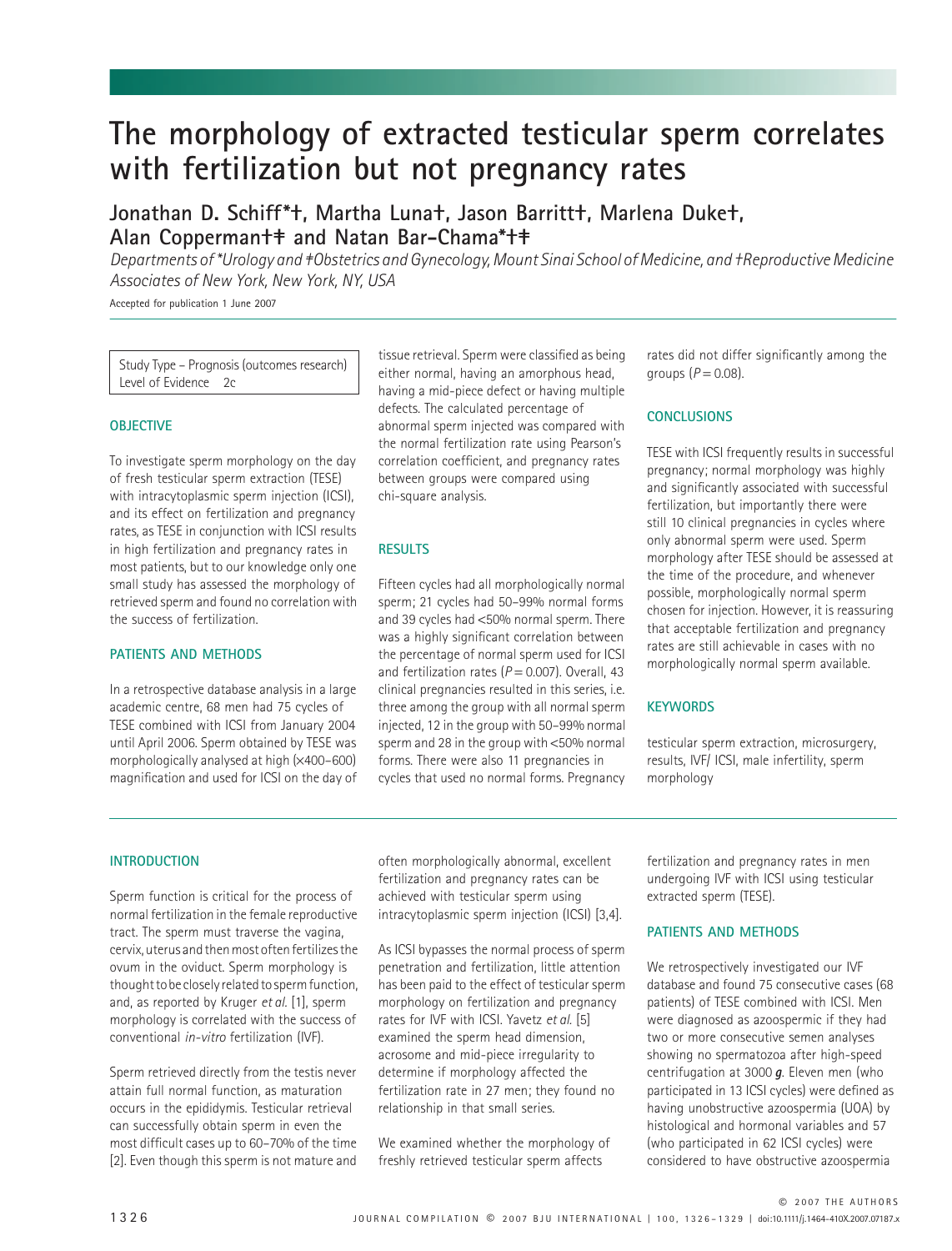# The morphology of extracted testicular sperm correlates with fertilization but not pregnancy rates

**Jonathan D. Schiff\*†, Martha Luna†, Jason Barritt†, Marlena Duke†, Alan Copperman†‡ and Natan Bar-Chama\*†‡**

*Departments of \*Urology and ‡Obstetrics and Gynecology, Mount Sinai School of Medicine, and †Reproductive Medicine Associates of New York, New York, NY, USA*

Accepted for publication 1 June 2007

Study Type – Prognosis (outcomes research)
Level of Evidence 2c

## OBJECTIVE

To investigate sperm morphology on the day of fresh testicular sperm extraction (TESE) with intracytoplasmic sperm injection (ICSI), and its effect on fertilization and pregnancy rates, as TESE in conjunction with ICSI results in high fertilization and pregnancy rates in most patients, but to our knowledge only one small study has assessed the morphology of retrieved sperm and found no correlation with the success of fertilization.

## PATIENTS AND METHODS

In a retrospective database analysis in a large academic centre, 68 men had 75 cycles of TESE combined with ICSI from January 2004 until April 2006. Sperm obtained by TESE was morphologically analysed at high (×400–600) magnification and used for ICSI on the day of tissue retrieval. Sperm were classified as being either normal, having an amorphous head, having a mid-piece defect or having multiple defects. The calculated percentage of abnormal sperm injected was compared with the normal fertilization rate using Pearson's correlation coefficient, and pregnancy rates between groups were compared using chi-square analysis.

## RESULTS

Fifteen cycles had all morphologically normal sperm; 21 cycles had 50–99% normal forms and 39 cycles had <50% normal sperm. There was a highly significant correlation between the percentage of normal sperm used for ICSI and fertilization rates ($P = 0.007$). Overall, 43 clinical pregnancies resulted in this series, i.e. three among the group with all normal sperm injected, 12 in the group with 50–99% normal sperm and 28 in the group with <50% normal forms. There were also 11 pregnancies in cycles that used no normal forms. Pregnancy rates did not differ significantly among the groups ($P = 0.08$).

## CONCLUSIONS

TESE with ICSI frequently results in successful pregnancy; normal morphology was highly and significantly associated with successful fertilization, but importantly there were still 10 clinical pregnancies in cycles where only abnormal sperm were used. Sperm morphology after TESE should be assessed at the time of the procedure, and whenever possible, morphologically normal sperm chosen for injection. However, it is reassuring that acceptable fertilization and pregnancy rates are still achievable in cases with no morphologically normal sperm available.

## KEYWORDS

testicular sperm extraction, microsurgery, results, IVF/ ICSI, male infertility, sperm morphology

## INTRODUCTION

Sperm function is critical for the process of normal fertilization in the female reproductive tract. The sperm must traverse the vagina, cervix, uterus and then most often fertilizes the ovum in the oviduct. Sperm morphology is thought to be closely related to sperm function, and, as reported by Kruger *et al.* [1], sperm morphology is correlated with the success of conventional *in-vitro* fertilization (IVF).

Sperm retrieved directly from the testis never attain full normal function, as maturation occurs in the epididymis. Testicular retrieval can successfully obtain sperm in even the most difficult cases up to 60–70% of the time [2]. Even though this sperm is not mature and often morphologically abnormal, excellent fertilization and pregnancy rates can be achieved with testicular sperm using intracytoplasmic sperm injection (ICSI) [3,4].

As ICSI bypasses the normal process of sperm penetration and fertilization, little attention has been paid to the effect of testicular sperm morphology on fertilization and pregnancy rates for IVF with ICSI. Yavetz *et al.* [5] examined the sperm head dimension, acrosome and mid-piece irregularity to determine if morphology affected the fertilization rate in 27 men; they found no relationship in that small series.

We examined whether the morphology of freshly retrieved testicular sperm affects fertilization and pregnancy rates in men undergoing IVF with ICSI using testicular extracted sperm (TESE).

## PATIENTS AND METHODS

We retrospectively investigated our IVF database and found 75 consecutive cases (68 patients) of TESE combined with ICSI. Men were diagnosed as azoospermic if they had two or more consecutive semen analyses showing no spermatozoa after high-speed centrifugation at 3000 ***g***. Eleven men (who participated in 13 ICSI cycles) were defined as having unobstructive azoospermia (UOA) by histological and hormonal variables and 57 (who participated in 62 ICSI cycles) were considered to have obstructive azoospermia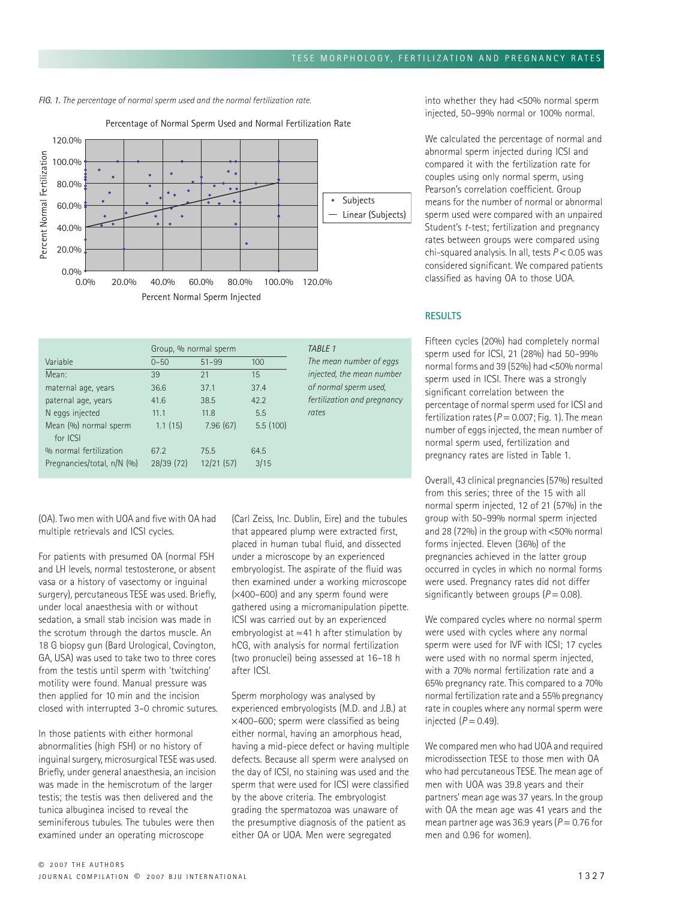*FIG. 1. The percentage of normal sperm used and the normal fertilization rate.*

| Variable | Group, % normal sperm | | |
|---|---|---|---|
| | 0–50 | 51–99 | 100 |
| Mean: | 39 | 21 | 15 |
| maternal age, years | 36.6 | 37.1 | 37.4 |
| paternal age, years | 41.6 | 38.5 | 42.2 |
| N eggs injected | 11.1 | 11.8 | 5.5 |
| Mean (%) normal sperm for ICSI | 1.1 (15) | 7.96 (67) | 5.5 (100) |
| % normal fertilization | 67.2 | 75.5 | 64.5 |
| Pregnancies/total, n/N (%) | 28/39 (72) | 12/21 (57) | 3/15 |

*TABLE 1 The mean number of eggs injected, the mean number of normal sperm used, fertilization and pregnancy rates*

(OA). Two men with UOA and five with OA had multiple retrievals and ICSI cycles.

For patients with presumed OA (normal FSH and LH levels, normal testosterone, or absent vasa or a history of vasectomy or inguinal surgery), percutaneous TESE was used. Briefly, under local anaesthesia with or without sedation, a small stab incision was made in the scrotum through the dartos muscle. An 18 G biopsy gun (Bard Urological, Covington, GA, USA) was used to take two to three cores from the testis until sperm with 'twitching' motility were found. Manual pressure was then applied for 10 min and the incision closed with interrupted 3-0 chromic sutures.

In those patients with either hormonal abnormalities (high FSH) or no history of inguinal surgery, microsurgical TESE was used. Briefly, under general anaesthesia, an incision was made in the hemiscrotum of the larger testis; the testis was then delivered and the tunica albuginea incised to reveal the seminiferous tubules. The tubules were then examined under an operating microscope (Carl Zeiss, Inc. Dublin, Eire) and the tubules that appeared plump were extracted first, placed in human tubal fluid, and dissected under a microscope by an experienced embryologist. The aspirate of the fluid was then examined under a working microscope (×400–600) and any sperm found were gathered using a micromanipulation pipette. ICSI was carried out by an experienced embryologist at ≈41 h after stimulation by hCG, with analysis for normal fertilization (two pronuclei) being assessed at 16–18 h after ICSI.

Sperm morphology was analysed by experienced embryologists (M.D. and J.B.) at ×400–600; sperm were classified as being either normal, having an amorphous head, having a mid-piece defect or having multiple defects. Because all sperm were analysed on the day of ICSI, no staining was used and the sperm that were used for ICSI were classified by the above criteria. The embryologist grading the spermatozoa was unaware of the presumptive diagnosis of the patient as either OA or UOA. Men were segregated into whether they had <50% normal sperm injected, 50–99% normal or 100% normal.

We calculated the percentage of normal and abnormal sperm injected during ICSI and compared it with the fertilization rate for couples using only normal sperm, using Pearson's correlation coefficient. Group means for the number of normal or abnormal sperm used were compared with an unpaired Student's *t*-test; fertilization and pregnancy rates between groups were compared using chi-squared analysis. In all, tests $P < 0.05$ was considered significant. We compared patients classified as having OA to those UOA.

## RESULTS

Fifteen cycles (20%) had completely normal sperm used for ICSI, 21 (28%) had 50–99% normal forms and 39 (52%) had <50% normal sperm used in ICSI. There was a strongly significant correlation between the percentage of normal sperm used for ICSI and fertilization rates ($P = 0.007$; Fig. 1). The mean number of eggs injected, the mean number of normal sperm used, fertilization and pregnancy rates are listed in Table 1.

Overall, 43 clinical pregnancies (57%) resulted from this series; three of the 15 with all normal sperm injected, 12 of 21 (57%) in the group with 50–99% normal sperm injected and 28 (72%) in the group with <50% normal forms injected. Eleven (36%) of the pregnancies achieved in the latter group occurred in cycles in which no normal forms were used. Pregnancy rates did not differ significantly between groups ($P = 0.08$).

We compared cycles where no normal sperm were used with cycles where any normal sperm were used for IVF with ICSI; 17 cycles were used with no normal sperm injected, with a 70% normal fertilization rate and a 65% pregnancy rate. This compared to a 70% normal fertilization rate and a 55% pregnancy rate in couples where any normal sperm were injected ($P = 0.49$).

We compared men who had UOA and required microdissection TESE to those men with OA who had percutaneous TESE. The mean age of men with UOA was 39.8 years and their partners' mean age was 37 years. In the group with OA the mean age was 41 years and the mean partner age was 36.9 years ($P = 0.76$ for men and 0.96 for women).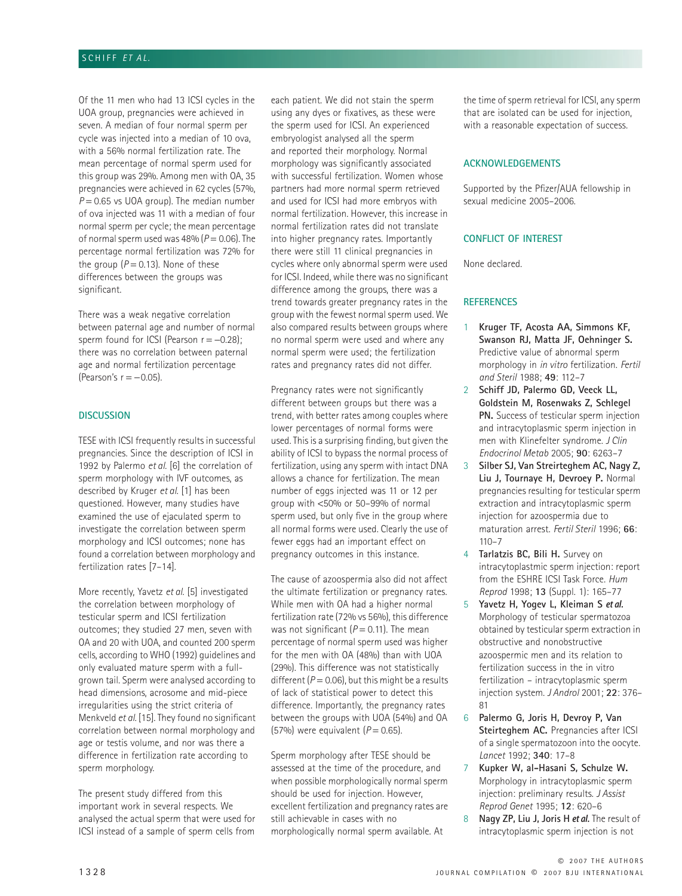Of the 11 men who had 13 ICSI cycles in the UOA group, pregnancies were achieved in seven. A median of four normal sperm per cycle was injected into a median of 10 ova, with a 56% normal fertilization rate. The mean percentage of normal sperm used for this group was 29%. Among men with OA, 35 pregnancies were achieved in 62 cycles (57%, $P = 0.65$ vs UOA group). The median number of ova injected was 11 with a median of four normal sperm per cycle; the mean percentage of normal sperm used was 48% ($P = 0.06$). The percentage normal fertilization was 72% for the group ($P = 0.13$). None of these differences between the groups was significant.

There was a weak negative correlation between paternal age and number of normal sperm found for ICSI (Pearson $r = -0.28$); there was no correlation between paternal age and normal fertilization percentage (Pearson's $r = -0.05$).

## DISCUSSION

TESE with ICSI frequently results in successful pregnancies. Since the description of ICSI in 1992 by Palermo *et al.* [6] the correlation of sperm morphology with IVF outcomes, as described by Kruger *et al.* [1] has been questioned. However, many studies have examined the use of ejaculated sperm to investigate the correlation between sperm morphology and ICSI outcomes; none has found a correlation between morphology and fertilization rates [7–14].

More recently, Yavetz *et al.* [5] investigated the correlation between morphology of testicular sperm and ICSI fertilization outcomes; they studied 27 men, seven with OA and 20 with UOA, and counted 200 sperm cells, according to WHO (1992) guidelines and only evaluated mature sperm with a full-grown tail. Sperm were analysed according to head dimensions, acrosome and mid-piece irregularities using the strict criteria of Menkveld *et al.* [15]. They found no significant correlation between normal morphology and age or testis volume, and nor was there a difference in fertilization rate according to sperm morphology.

The present study differed from this important work in several respects. We analysed the actual sperm that were used for ICSI instead of a sample of sperm cells from each patient. We did not stain the sperm using any dyes or fixatives, as these were the sperm used for ICSI. An experienced embryologist analysed all the sperm and reported their morphology. Normal morphology was significantly associated with successful fertilization. Women whose partners had more normal sperm retrieved and used for ICSI had more embryos with normal fertilization. However, this increase in normal fertilization rates did not translate into higher pregnancy rates. Importantly there were still 11 clinical pregnancies in cycles where only abnormal sperm were used for ICSI. Indeed, while there was no significant difference among the groups, there was a trend towards greater pregnancy rates in the group with the fewest normal sperm used. We also compared results between groups where no normal sperm were used and where any normal sperm were used; the fertilization rates and pregnancy rates did not differ.

Pregnancy rates were not significantly different between groups but there was a trend, with better rates among couples where lower percentages of normal forms were used. This is a surprising finding, but given the ability of ICSI to bypass the normal process of fertilization, using any sperm with intact DNA allows a chance for fertilization. The mean number of eggs injected was 11 or 12 per group with <50% or 50–99% of normal sperm used, but only five in the group where all normal forms were used. Clearly the use of fewer eggs had an important effect on pregnancy outcomes in this instance.

The cause of azoospermia also did not affect the ultimate fertilization or pregnancy rates. While men with OA had a higher normal fertilization rate (72% vs 56%), this difference was not significant ($P = 0.11$). The mean percentage of normal sperm used was higher for the men with OA (48%) than with UOA (29%). This difference was not statistically different ($P = 0.06$), but this might be a results of lack of statistical power to detect this difference. Importantly, the pregnancy rates between the groups with UOA (54%) and OA (57%) were equivalent ($P = 0.65$).

Sperm morphology after TESE should be assessed at the time of the procedure, and when possible morphologically normal sperm should be used for injection. However, excellent fertilization and pregnancy rates are still achievable in cases with no morphologically normal sperm available. At the time of sperm retrieval for ICSI, any sperm that are isolated can be used for injection, with a reasonable expectation of success.

## ACKNOWLEDGEMENTS

Supported by the Pfizer/AUA fellowship in sexual medicine 2005–2006.

## CONFLICT OF INTEREST

None declared.

## REFERENCES

1. **Kruger TF, Acosta AA, Simmons KF, Swanson RJ, Matta JF, Oehninger S.** Predictive value of abnormal sperm morphology in *in vitro* fertilization. *Fertil and Steril* 1988; **49**: 112–7
2. **Schiff JD, Palermo GD, Veeck LL, Goldstein M, Rosenwaks Z, Schlegel PN.** Success of testicular sperm injection and intracytoplasmic sperm injection in men with Klinefelter syndrome. *J Clin Endocrinol Metab* 2005; **90**: 6263–7
3. **Silber SJ, Van Streirteghem AC, Nagy Z, Liu J, Tournaye H, Devroey P.** Normal pregnancies resulting for testicular sperm extraction and intracytoplasmic sperm injection for azoospermia due to maturation arrest. *Fertil Steril* 1996; **66**: 110–7
4. **Tarlatzis BC, Bili H.** Survey on intracytoplastmic sperm injection: report from the ESHRE ICSI Task Force. *Hum Reprod* 1998; **13** (Suppl. 1): 165–77
5. **Yavetz H, Yogev L, Kleiman S *et al.*** Morphology of testicular spermatozoa obtained by testicular sperm extraction in obstructive and nonobstructive azoospermic men and its relation to fertilization success in the in vitro fertilization – intracytoplasmic sperm injection system. *J Androl* 2001; **22**: 376–81
6. **Palermo G, Joris H, Devroy P, Van Steirteghem AC.** Pregnancies after ICSI of a single spermatozoon into the oocyte. *Lancet* 1992; **340**: 17–8
7. **Kupker W, al-Hasani S, Schulze W.** Morphology in intracytoplasmic sperm injection: preliminary results. *J Assist Reprod Genet* 1995; **12**: 620–6
8. **Nagy ZP, Liu J, Joris H *et al.*** The result of intracytoplasmic sperm injection is not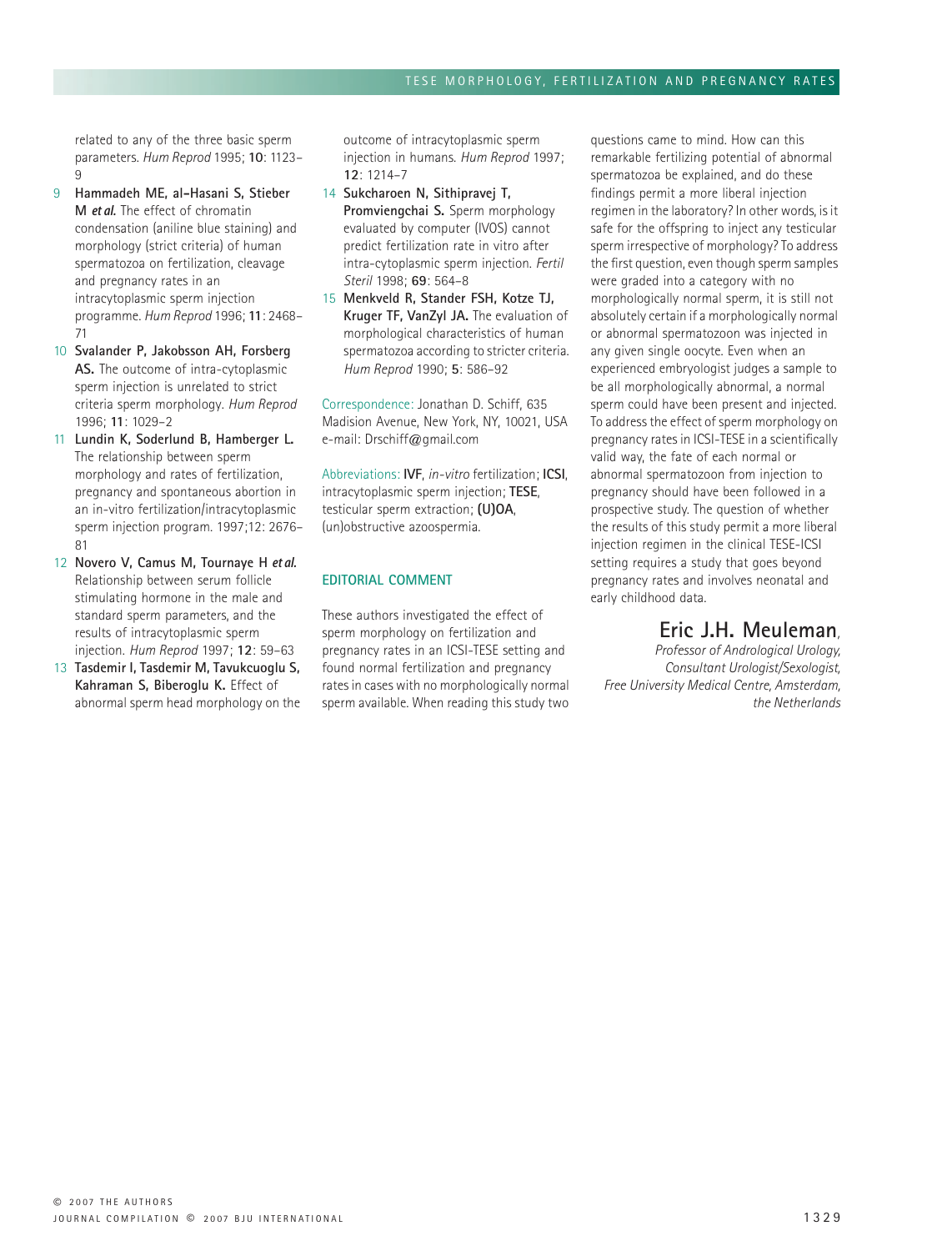related to any of the three basic sperm parameters. *Hum Reprod* 1995; **10**: 1123–9

9. **Hammadeh ME, al-Hasani S, Stieber M *et al.*** The effect of chromatin condensation (aniline blue staining) and morphology (strict criteria) of human spermatozoa on fertilization, cleavage and pregnancy rates in an intracytoplasmic sperm injection programme. *Hum Reprod* 1996; **11**: 2468–71
10. **Svalander P, Jakobsson AH, Forsberg AS.** The outcome of intra-cytoplasmic sperm injection is unrelated to strict criteria sperm morphology. *Hum Reprod* 1996; **11**: 1029–2
11. **Lundin K, Soderlund B, Hamberger L.** The relationship between sperm morphology and rates of fertilization, pregnancy and spontaneous abortion in an in-vitro fertilization/intracytoplasmic sperm injection program. 1997;12: 2676–81
12. **Novero V, Camus M, Tournaye H *et al.*** Relationship between serum follicle stimulating hormone in the male and standard sperm parameters, and the results of intracytoplasmic sperm injection. *Hum Reprod* 1997; **12**: 59–63
13. **Tasdemir I, Tasdemir M, Tavukcuoglu S, Kahraman S, Biberoglu K.** Effect of abnormal sperm head morphology on the outcome of intracytoplasmic sperm injection in humans. *Hum Reprod* 1997; **12**: 1214–7
14. **Sukcharoen N, Sithipravej T, Promviengchai S.** Sperm morphology evaluated by computer (IVOS) cannot predict fertilization rate in vitro after intra-cytoplasmic sperm injection. *Fertil Steril* 1998; **69**: 564–8
15. **Menkveld R, Stander FSH, Kotze TJ, Kruger TF, VanZyl JA.** The evaluation of morphological characteristics of human spermatozoa according to stricter criteria. *Hum Reprod* 1990; **5**: 586–92

Correspondence: Jonathan D. Schiff, 635 Madision Avenue, New York, NY, 10021, USA
e-mail: Drschiff@gmail.com

Abbreviations: **IVF**, *in-vitro* fertilization; **ICSI**, intracytoplasmic sperm injection; **TESE**, testicular sperm extraction; **(U)OA**, (un)obstructive azoospermia.

## EDITORIAL COMMENT

These authors investigated the effect of sperm morphology on fertilization and pregnancy rates in an ICSI-TESE setting and found normal fertilization and pregnancy rates in cases with no morphologically normal sperm available. When reading this study two questions came to mind. How can this remarkable fertilizing potential of abnormal spermatozoa be explained, and do these findings permit a more liberal injection regimen in the laboratory? In other words, is it safe for the offspring to inject any testicular sperm irrespective of morphology? To address the first question, even though sperm samples were graded into a category with no morphologically normal sperm, it is still not absolutely certain if a morphologically normal or abnormal spermatozoon was injected in any given single oocyte. Even when an experienced embryologist judges a sample to be all morphologically abnormal, a normal sperm could have been present and injected. To address the effect of sperm morphology on pregnancy rates in ICSI-TESE in a scientifically valid way, the fate of each normal or abnormal spermatozoon from injection to pregnancy should have been followed in a prospective study. The question of whether the results of this study permit a more liberal injection regimen in the clinical TESE-ICSI setting requires a study that goes beyond pregnancy rates and involves neonatal and early childhood data.

**Eric J.H. Meuleman**,
*Professor of Andrological Urology, Consultant Urologist/Sexologist, Free University Medical Centre, Amsterdam, the Netherlands*